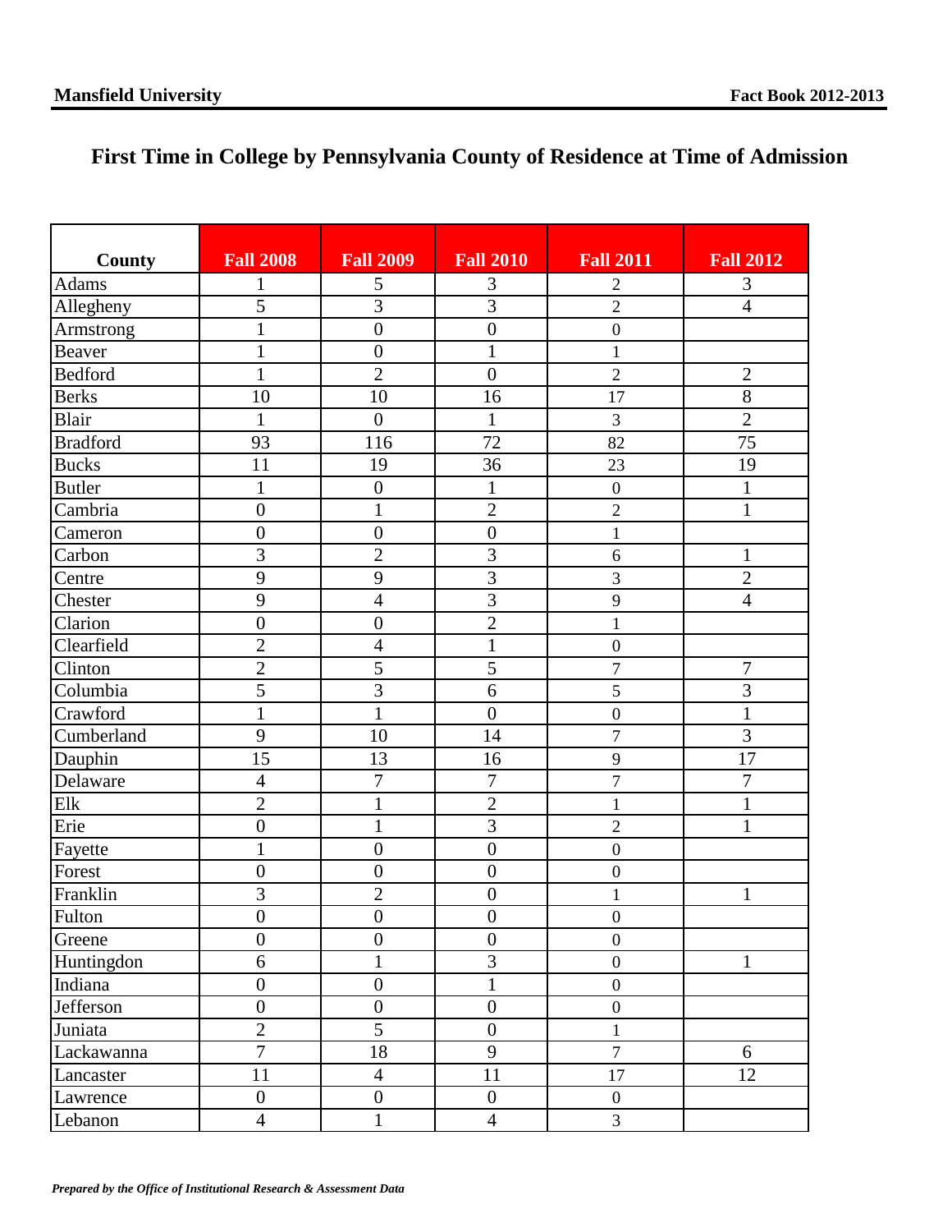# First Time in College by Pennsylvania County of Residence at Time of Admission

| County | Fall 2008 | Fall 2009 | Fall 2010 | Fall 2011 | Fall 2012 |
|---|---|---|---|---|---|
| Adams | 1 | 5 | 3 | 2 | 3 |
| Allegheny | 5 | 3 | 3 | 2 | 4 |
| Armstrong | 1 | 0 | 0 | 0 | |
| Beaver | 1 | 0 | 1 | 1 | |
| Bedford | 1 | 2 | 0 | 2 | 2 |
| Berks | 10 | 10 | 16 | 17 | 8 |
| Blair | 1 | 0 | 1 | 3 | 2 |
| Bradford | 93 | 116 | 72 | 82 | 75 |
| Bucks | 11 | 19 | 36 | 23 | 19 |
| Butler | 1 | 0 | 1 | 0 | 1 |
| Cambria | 0 | 1 | 2 | 2 | 1 |
| Cameron | 0 | 0 | 0 | 1 | |
| Carbon | 3 | 2 | 3 | 6 | 1 |
| Centre | 9 | 9 | 3 | 3 | 2 |
| Chester | 9 | 4 | 3 | 9 | 4 |
| Clarion | 0 | 0 | 2 | 1 | |
| Clearfield | 2 | 4 | 1 | 0 | |
| Clinton | 2 | 5 | 5 | 7 | 7 |
| Columbia | 5 | 3 | 6 | 5 | 3 |
| Crawford | 1 | 1 | 0 | 0 | 1 |
| Cumberland | 9 | 10 | 14 | 7 | 3 |
| Dauphin | 15 | 13 | 16 | 9 | 17 |
| Delaware | 4 | 7 | 7 | 7 | 7 |
| Elk | 2 | 1 | 2 | 1 | 1 |
| Erie | 0 | 1 | 3 | 2 | 1 |
| Fayette | 1 | 0 | 0 | 0 | |
| Forest | 0 | 0 | 0 | 0 | |
| Franklin | 3 | 2 | 0 | 1 | 1 |
| Fulton | 0 | 0 | 0 | 0 | |
| Greene | 0 | 0 | 0 | 0 | |
| Huntingdon | 6 | 1 | 3 | 0 | 1 |
| Indiana | 0 | 0 | 1 | 0 | |
| Jefferson | 0 | 0 | 0 | 0 | |
| Juniata | 2 | 5 | 0 | 1 | |
| Lackawanna | 7 | 18 | 9 | 7 | 6 |
| Lancaster | 11 | 4 | 11 | 17 | 12 |
| Lawrence | 0 | 0 | 0 | 0 | |
| Lebanon | 4 | 1 | 4 | 3 | |

*Prepared by the Office of Institutional Research & Assessment Data*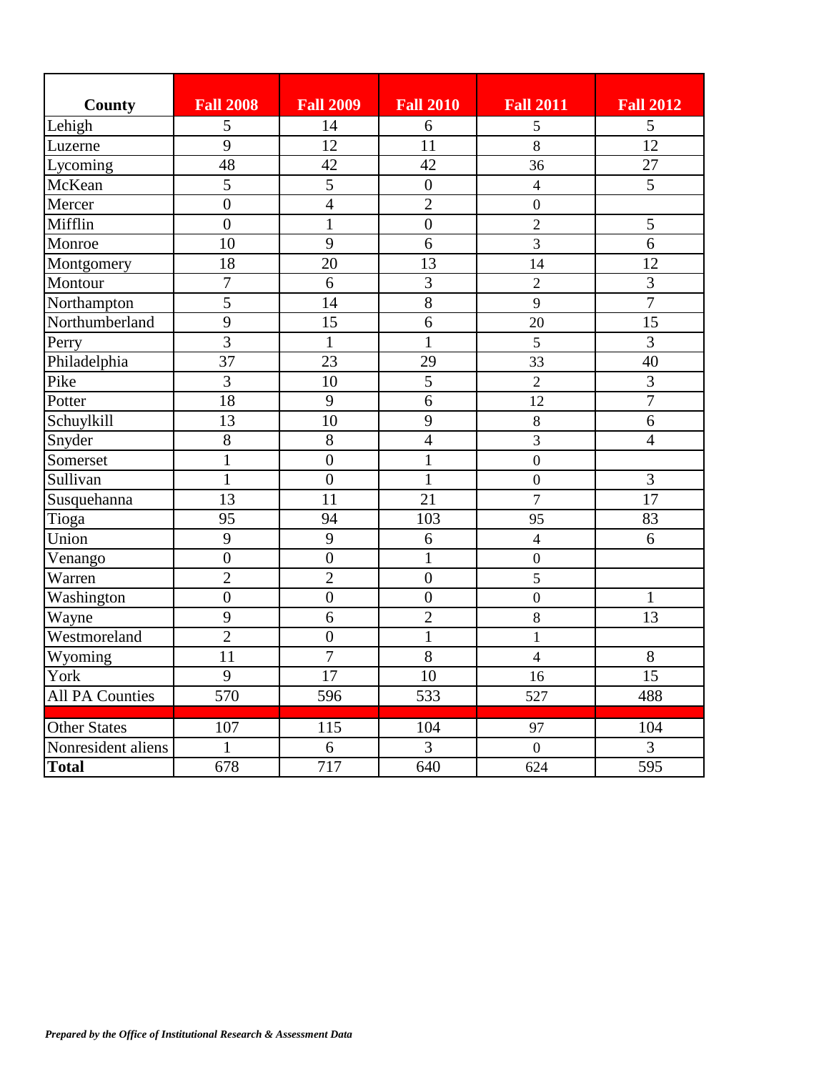| County | Fall 2008 | Fall 2009 | Fall 2010 | Fall 2011 | Fall 2012 |
|---|---|---|---|---|---|
| Lehigh | 5 | 14 | 6 | 5 | 5 |
| Luzerne | 9 | 12 | 11 | 8 | 12 |
| Lycoming | 48 | 42 | 42 | 36 | 27 |
| McKean | 5 | 5 | 0 | 4 | 5 |
| Mercer | 0 | 4 | 2 | 0 | |
| Mifflin | 0 | 1 | 0 | 2 | 5 |
| Monroe | 10 | 9 | 6 | 3 | 6 |
| Montgomery | 18 | 20 | 13 | 14 | 12 |
| Montour | 7 | 6 | 3 | 2 | 3 |
| Northampton | 5 | 14 | 8 | 9 | 7 |
| Northumberland | 9 | 15 | 6 | 20 | 15 |
| Perry | 3 | 1 | 1 | 5 | 3 |
| Philadelphia | 37 | 23 | 29 | 33 | 40 |
| Pike | 3 | 10 | 5 | 2 | 3 |
| Potter | 18 | 9 | 6 | 12 | 7 |
| Schuylkill | 13 | 10 | 9 | 8 | 6 |
| Snyder | 8 | 8 | 4 | 3 | 4 |
| Somerset | 1 | 0 | 1 | 0 | |
| Sullivan | 1 | 0 | 1 | 0 | 3 |
| Susquehanna | 13 | 11 | 21 | 7 | 17 |
| Tioga | 95 | 94 | 103 | 95 | 83 |
| Union | 9 | 9 | 6 | 4 | 6 |
| Venango | 0 | 0 | 1 | 0 | |
| Warren | 2 | 2 | 0 | 5 | |
| Washington | 0 | 0 | 0 | 0 | 1 |
| Wayne | 9 | 6 | 2 | 8 | 13 |
| Westmoreland | 2 | 0 | 1 | 1 | |
| Wyoming | 11 | 7 | 8 | 4 | 8 |
| York | 9 | 17 | 10 | 16 | 15 |
| All PA Counties | 570 | 596 | 533 | 527 | 488 |
| | | | | | |
| Other States | 107 | 115 | 104 | 97 | 104 |
| Nonresident aliens | 1 | 6 | 3 | 0 | 3 |
| **Total** | 678 | 717 | 640 | 624 | 595 |

***Prepared by the Office of Institutional Research & Assessment Data***